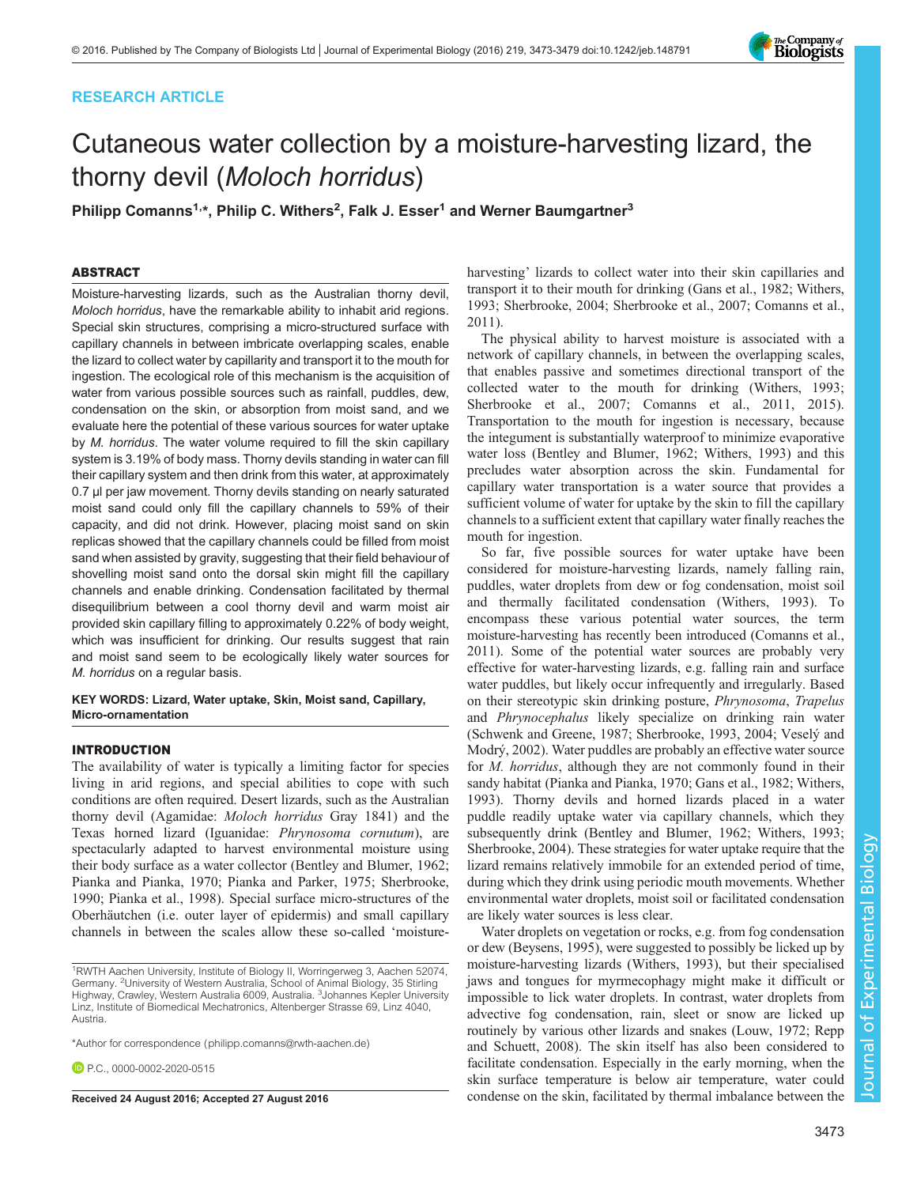RESEARCH ARTICLE

# Cutaneous water collection by a moisture-harvesting lizard, the thorny devil (*Moloch horridus*)

**Philipp Comanns[1,*], Philip C. Withers[2], Falk J. Esser[1] and Werner Baumgartner[3]**

## ABSTRACT

Moisture-harvesting lizards, such as the Australian thorny devil, *Moloch horridus*, have the remarkable ability to inhabit arid regions. Special skin structures, comprising a micro-structured surface with capillary channels in between imbricate overlapping scales, enable the lizard to collect water by capillarity and transport it to the mouth for ingestion. The ecological role of this mechanism is the acquisition of water from various possible sources such as rainfall, puddles, dew, condensation on the skin, or absorption from moist sand, and we evaluate here the potential of these various sources for water uptake by *M. horridus*. The water volume required to fill the skin capillary system is 3.19% of body mass. Thorny devils standing in water can fill their capillary system and then drink from this water, at approximately 0.7 µl per jaw movement. Thorny devils standing on nearly saturated moist sand could only fill the capillary channels to 59% of their capacity, and did not drink. However, placing moist sand on skin replicas showed that the capillary channels could be filled from moist sand when assisted by gravity, suggesting that their field behaviour of shovelling moist sand onto the dorsal skin might fill the capillary channels and enable drinking. Condensation facilitated by thermal disequilibrium between a cool thorny devil and warm moist air provided skin capillary filling to approximately 0.22% of body weight, which was insufficient for drinking. Our results suggest that rain and moist sand seem to be ecologically likely water sources for *M. horridus* on a regular basis.

**KEY WORDS: Lizard, Water uptake, Skin, Moist sand, Capillary, Micro-ornamentation**

## INTRODUCTION

The availability of water is typically a limiting factor for species living in arid regions, and special abilities to cope with such conditions are often required. Desert lizards, such as the Australian thorny devil (Agamidae: *Moloch horridus* Gray 1841) and the Texas horned lizard (Iguanidae: *Phrynosoma cornutum*), are spectacularly adapted to harvest environmental moisture using their body surface as a water collector (Bentley and Blumer, 1962; Pianka and Pianka, 1970; Pianka and Parker, 1975; Sherbrooke, 1990; Pianka et al., 1998). Special surface micro-structures of the Oberhäutchen (i.e. outer layer of epidermis) and small capillary channels in between the scales allow these so-called 'moisture-harvesting' lizards to collect water into their skin capillaries and transport it to their mouth for drinking (Gans et al., 1982; Withers, 1993; Sherbrooke, 2004; Sherbrooke et al., 2007; Comanns et al., 2011).

The physical ability to harvest moisture is associated with a network of capillary channels, in between the overlapping scales, that enables passive and sometimes directional transport of the collected water to the mouth for drinking (Withers, 1993; Sherbrooke et al., 2007; Comanns et al., 2015). Transportation to the mouth for ingestion is necessary, because the integument is substantially waterproof to minimize evaporative water loss (Bentley and Blumer, 1962; Withers, 1993) and this precludes water absorption across the skin. Fundamental for capillary water transportation is a water source that provides a sufficient volume of water for uptake by the skin to fill the capillary channels to a sufficient extent that capillary water finally reaches the mouth for ingestion.

So far, five possible sources for water uptake have been considered for moisture-harvesting lizards, namely falling rain, puddles, water droplets from dew or fog condensation, moist soil and thermally facilitated condensation (Withers, 1993). To encompass these various potential water sources, the term moisture-harvesting has recently been introduced (Comanns et al., 2011). Some of the potential water sources are probably very effective for water-harvesting lizards, e.g. falling rain and surface water puddles, but likely occur infrequently and irregularly. Based on their stereotypic skin drinking posture, *Phrynosoma*, *Trapelus* and *Phrynocephalus* likely specialize on drinking rain water (Schwenk and Greene, 1987; Sherbrooke, 1993, 2004; Veselý and Modrý, 2002). Water puddles are probably an effective water source for *M. horridus*, although they are not commonly found in their sandy habitat (Pianka and Pianka, 1970; Gans et al., 1982; Withers, 1993). Thorny devils and horned lizards placed in a water puddle readily uptake water via capillary channels, which they subsequently drink (Bentley and Blumer, 1962; Withers, 1993; Sherbrooke, 2004). These strategies for water uptake require that the lizard remains relatively immobile for an extended period of time, during which they drink using periodic mouth movements. Whether environmental water droplets, moist soil or facilitated condensation are likely water sources is less clear.

Water droplets on vegetation or rocks, e.g. from fog condensation or dew (Beysens, 1995), were suggested to possibly be licked up by moisture-harvesting lizards (Withers, 1993), but their specialised jaws and tongues for myrmecophagy might make it difficult or impossible to lick water droplets. In contrast, water droplets from advective fog condensation, rain, sleet or snow are licked up routinely by various other lizards and snakes (Louw, 1972; Repp and Schuett, 2008). The skin itself has also been considered to facilitate condensation. Especially in the early morning, when the skin surface temperature is below air temperature, water could condense on the skin, facilitated by thermal imbalance between the

---

[1]RWTH Aachen University, Institute of Biology II, Worringerweg 3, Aachen 52074, Germany. [2]University of Western Australia, School of Animal Biology, 35 Stirling Highway, Crawley, Western Australia 6009, Australia. [3]Johannes Kepler University Linz, Institute of Biomedical Mechatronics, Altenberger Strasse 69, Linz 4040, Austria.

*Author for correspondence (philipp.comanns@rwth-aachen.de)

P.C., 0000-0002-2020-0515

Received 24 August 2016; Accepted 27 August 2016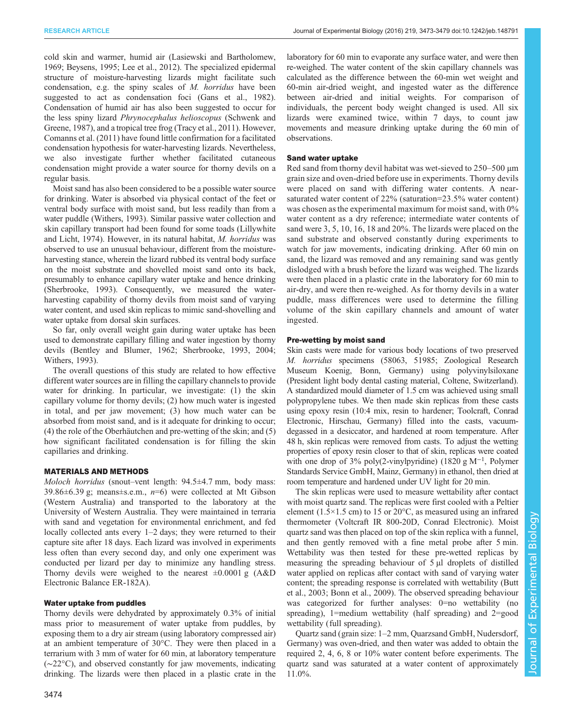cold skin and warmer, humid air (Lasiewski and Bartholomew, 1969; Beysens, 1995; Lee et al., 2012). The specialized epidermal structure of moisture-harvesting lizards might facilitate such condensation, e.g. the spiny scales of *M. horridus* have been suggested to act as condensation foci (Gans et al., 1982). Condensation of humid air has also been suggested to occur for the less spiny lizard *Phrynocephalus helioscopus* (Schwenk and Greene, 1987), and a tropical tree frog (Tracy et al., 2011). However, Comanns et al. (2011) have found little confirmation for a facilitated condensation hypothesis for water-harvesting lizards. Nevertheless, we also investigate further whether facilitated cutaneous condensation might provide a water source for thorny devils on a regular basis.

Moist sand has also been considered to be a possible water source for drinking. Water is absorbed via physical contact of the feet or ventral body surface with moist sand, but less readily than from a water puddle (Withers, 1993). Similar passive water collection and skin capillary transport had been found for some toads (Lillywhite and Licht, 1974). However, in its natural habitat, *M. horridus* was observed to use an unusual behaviour, different from the moisture-harvesting stance, wherein the lizard rubbed its ventral body surface on the moist substrate and shovelled moist sand onto its back, presumably to enhance capillary water uptake and hence drinking (Sherbrooke, 1993). Consequently, we measured the water-harvesting capability of thorny devils from moist sand of varying water content, and used skin replicas to mimic sand-shovelling and water uptake from dorsal skin surfaces.

So far, only overall weight gain during water uptake has been used to demonstrate capillary filling and water ingestion by thorny devils (Bentley and Blumer, 1962; Sherbrooke, 1993, 2004; Withers, 1993).

The overall questions of this study are related to how effective different water sources are in filling the capillary channels to provide water for drinking. In particular, we investigate: (1) the skin capillary volume for thorny devils; (2) how much water is ingested in total, and per jaw movement; (3) how much water can be absorbed from moist sand, and is it adequate for drinking to occur; (4) the role of the Oberhäutchen and pre-wetting of the skin; and (5) how significant facilitated condensation is for filling the skin capillaries and drinking.

## MATERIALS AND METHODS

*Moloch horridus* (snout–vent length: 94.5±4.7 mm, body mass: 39.86±6.39 g; means±s.e.m., $n$=6) were collected at Mt Gibson (Western Australia) and transported to the laboratory at the University of Western Australia. They were maintained in terraria with sand and vegetation for environmental enrichment, and fed locally collected ants every 1–2 days; they were returned to their capture site after 18 days. Each lizard was involved in experiments less often than every second day, and only one experiment was conducted per lizard per day to minimize any handling stress. Thorny devils were weighed to the nearest ±0.0001 g (A&D Electronic Balance ER-182A).

### Water uptake from puddles

Thorny devils were dehydrated by approximately 0.3% of initial mass prior to measurement of water uptake from puddles, by exposing them to a dry air stream (using laboratory compressed air) at an ambient temperature of 30°C. They were then placed in a terrarium with 3 mm of water for 60 min, at laboratory temperature (~22°C), and observed constantly for jaw movements, indicating drinking. The lizards were then placed in a plastic crate in the laboratory for 60 min to evaporate any surface water, and were then re-weighed. The water content of the skin capillary channels was calculated as the difference between the 60-min wet weight and 60-min air-dried weight, and ingested water as the difference between air-dried and initial weights. For comparison of individuals, the percent body weight changed is used. All six lizards were examined twice, within 7 days, to count jaw movements and measure drinking uptake during the 60 min of observations.

### Sand water uptake

Red sand from thorny devil habitat was wet-sieved to 250–500 µm grain size and oven-dried before use in experiments. Thorny devils were placed on sand with differing water contents. A near-saturated water content of 22% (saturation=23.5% water content) was chosen as the experimental maximum for moist sand, with 0% water content as a dry reference; intermediate water contents of sand were 3, 5, 10, 16, 18 and 20%. The lizards were placed on the sand substrate and observed constantly during experiments to watch for jaw movements, indicating drinking. After 60 min on sand, the lizard was removed and any remaining sand was gently dislodged with a brush before the lizard was weighed. The lizards were then placed in a plastic crate in the laboratory for 60 min to air-dry, and were then re-weighed. As for thorny devils in a water puddle, mass differences were used to determine the filling volume of the skin capillary channels and amount of water ingested.

### Pre-wetting by moist sand

Skin casts were made for various body locations of two preserved *M. horridus* specimens (58063, 51985; Zoological Research Museum Koenig, Bonn, Germany) using polyvinylsiloxane (President light body dental casting material, Coltene, Switzerland). A standardized mould diameter of 1.5 cm was achieved using small polypropylene tubes. We then made skin replicas from these casts using epoxy resin (10:4 mix, resin to hardener; Toolcraft, Conrad Electronic, Hirschau, Germany) filled into the casts, vacuum-degassed in a desiccator, and hardened at room temperature. After 48 h, skin replicas were removed from casts. To adjust the wetting properties of epoxy resin closer to that of skin, replicas were coated with one drop of 3% poly(2-vinylpyridine) (1820 g $M^{-1}$, Polymer Standards Service GmbH, Mainz, Germany) in ethanol, then dried at room temperature and hardened under UV light for 20 min.

The skin replicas were used to measure wettability after contact with moist quartz sand. The replicas were first cooled with a Peltier element (1.5×1.5 cm) to 15 or 20°C, as measured using an infrared thermometer (Voltcraft IR 800-20D, Conrad Electronic). Moist quartz sand was then placed on top of the skin replica with a funnel, and then gently removed with a fine metal probe after 5 min. Wettability was then tested for these pre-wetted replicas by measuring the spreading behaviour of 5 µl droplets of distilled water applied on replicas after contact with sand of varying water content; the spreading response is correlated with wettability (Butt et al., 2003; Bonn et al., 2009). The observed spreading behaviour was categorized for further analyses: 0=no wettability (no spreading), 1=medium wettability (half spreading) and 2=good wettability (full spreading).

Quartz sand (grain size: 1–2 mm, Quarzsand GmbH, Nudersdorf, Germany) was oven-dried, and then water was added to obtain the required 2, 4, 6, 8 or 10% water content before experiments. The quartz sand was saturated at a water content of approximately 11.0%.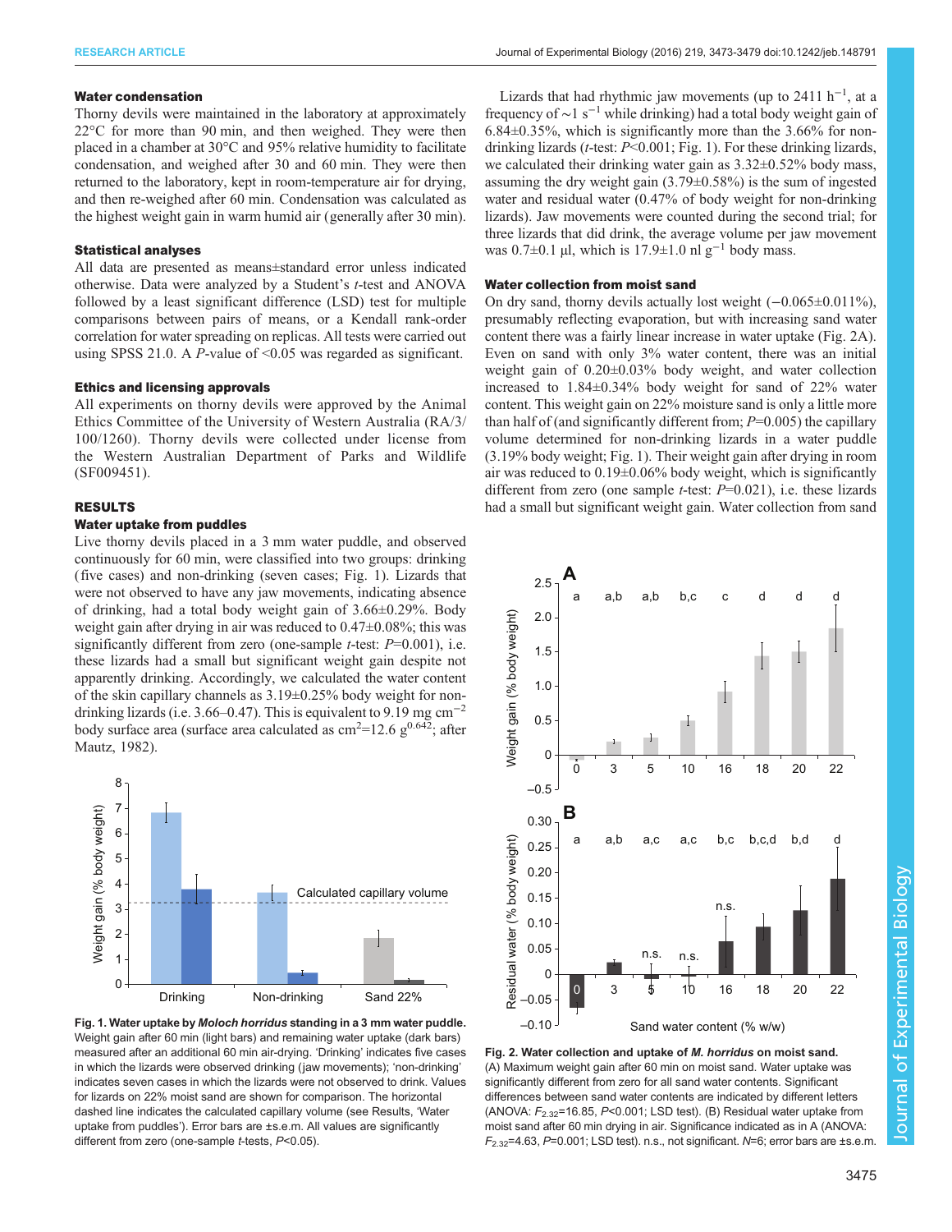### Water condensation

Thorny devils were maintained in the laboratory at approximately 22°C for more than 90 min, and then weighed. They were then placed in a chamber at 30°C and 95% relative humidity to facilitate condensation, and weighed after 30 and 60 min. They were then returned to the laboratory, kept in room-temperature air for drying, and then re-weighed after 60 min. Condensation was calculated as the highest weight gain in warm humid air (generally after 30 min).

### Statistical analyses

All data are presented as means±standard error unless indicated otherwise. Data were analyzed by a Student's *t*-test and ANOVA followed by a least significant difference (LSD) test for multiple comparisons between pairs of means, or a Kendall rank-order correlation for water spreading on replicas. All tests were carried out using SPSS 21.0. A *P*-value of <0.05 was regarded as significant.

### Ethics and licensing approvals

All experiments on thorny devils were approved by the Animal Ethics Committee of the University of Western Australia (RA/3/100/1260). Thorny devils were collected under license from the Western Australian Department of Parks and Wildlife (SF009451).

## RESULTS

### Water uptake from puddles

Live thorny devils placed in a 3 mm water puddle, and observed continuously for 60 min, were classified into two groups: drinking (five cases) and non-drinking (seven cases; Fig. 1). Lizards that were not observed to have any jaw movements, indicating absence of drinking, had a total body weight gain of 3.66±0.29%. Body weight gain after drying in air was reduced to 0.47±0.08%; this was significantly different from zero (one-sample *t*-test: *P*=0.001), i.e. these lizards had a small but significant weight gain despite not apparently drinking. Accordingly, we calculated the water content of the skin capillary channels as 3.19±0.25% body weight for non-drinking lizards (i.e. 3.66–0.47). This is equivalent to 9.19 mg cm$^{-2}$ body surface area (surface area calculated as cm$^2$=12.6 g$^{0.642}$; after Mautz, 1982).

**Fig. 1. Water uptake by *Moloch horridus* standing in a 3 mm water puddle.** Weight gain after 60 min (light bars) and remaining water uptake (dark bars) measured after an additional 60 min air-drying. 'Drinking' indicates five cases in which the lizards were observed drinking (jaw movements); 'non-drinking' indicates seven cases in which the lizards were not observed to drink. Values for lizards on 22% moist sand are shown for comparison. The horizontal dashed line indicates the calculated capillary volume (see Results, 'Water uptake from puddles'). Error bars are ±s.e.m. All values are significantly different from zero (one-sample *t*-tests, *P*<0.05).

Lizards that had rhythmic jaw movements (up to 2411 h$^{-1}$, at a frequency of ~1 s$^{-1}$ while drinking) had a total body weight gain of 6.84±0.35%, which is significantly more than the 3.66% for non-drinking lizards (*t*-test: *P*<0.001; Fig. 1). For these drinking lizards, we calculated their drinking water gain as 3.32±0.52% body mass, assuming the dry weight gain (3.79±0.58%) is the sum of ingested water and residual water (0.47% of body weight for non-drinking lizards). Jaw movements were counted during the second trial; for three lizards that did drink, the average volume per jaw movement was 0.7±0.1 µl, which is 17.9±1.0 nl g$^{-1}$ body mass.

### Water collection from moist sand

On dry sand, thorny devils actually lost weight (−0.065±0.011%), presumably reflecting evaporation, but with increasing sand water content there was a fairly linear increase in water uptake (Fig. 2A). Even on sand with only 3% water content, there was an initial weight gain of 0.20±0.03% body weight, and water collection increased to 1.84±0.34% body weight for sand of 22% water content. This weight gain on 22% moisture sand is only a little more than half of (and significantly different from; *P*=0.005) the capillary volume determined for non-drinking lizards in a water puddle (3.19% body weight; Fig. 1). Their weight gain after drying in room air was reduced to 0.19±0.06% body weight, which is significantly different from zero (one sample *t*-test: *P*=0.021), i.e. these lizards had a small but significant weight gain. Water collection from sand

**Fig. 2. Water collection and uptake of *M. horridus* on moist sand.** (A) Maximum weight gain after 60 min on moist sand. Water uptake was significantly different from zero for all sand water contents. Significant differences between sand water contents are indicated by different letters (ANOVA: $F_{2,32}$=16.85, *P*<0.001; LSD test). (B) Residual water uptake from moist sand after 60 min drying in air. Significance indicated as in A (ANOVA: $F_{2,32}$=4.63, *P*=0.001; LSD test). n.s., not significant. *N*=6; error bars are ±s.e.m.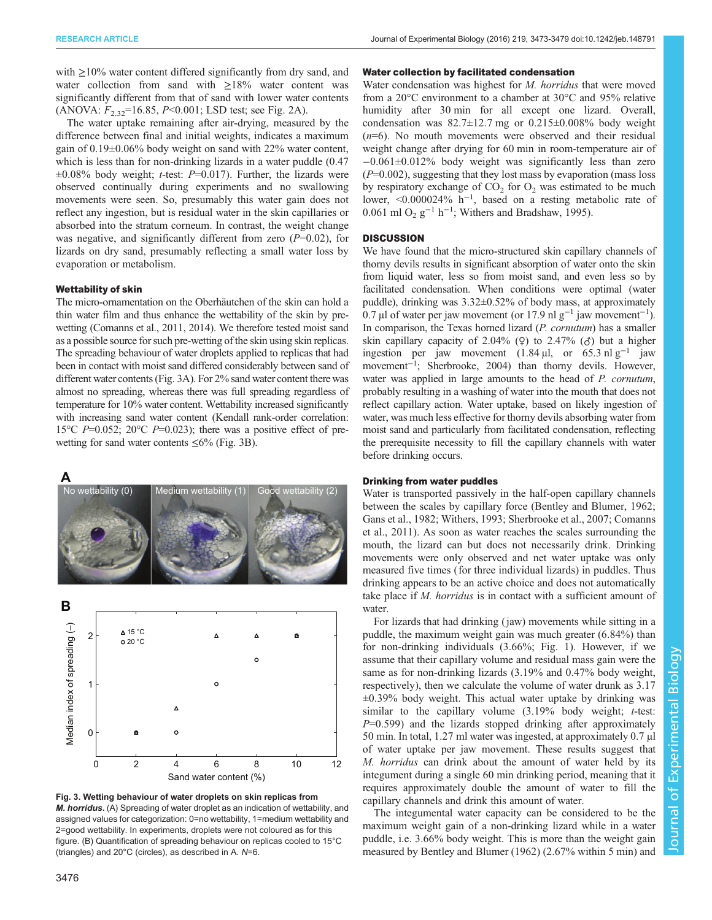with ≥10% water content differed significantly from dry sand, and water collection from sand with ≥18% water content was significantly different from that of sand with lower water contents (ANOVA: $F_{2,32}$=16.85, $P$<0.001; LSD test; see Fig. 2A).

The water uptake remaining after air-drying, measured by the difference between final and initial weights, indicates a maximum gain of 0.19±0.06% body weight on sand with 22% water content, which is less than for non-drinking lizards in a water puddle (0.47 ±0.08% body weight; $t$-test: $P$=0.017). Further, the lizards were observed continually during experiments and no swallowing movements were seen. So, presumably this water gain does not reflect any ingestion, but is residual water in the skin capillaries or absorbed into the stratum corneum. In contrast, the weight change was negative, and significantly different from zero ($P$=0.02), for lizards on dry sand, presumably reflecting a small water loss by evaporation or metabolism.

### Wettability of skin

The micro-ornamentation on the Oberhäutchen of the skin can hold a thin water film and thus enhance the wettability of the skin by pre-wetting (Comanns et al., 2011, 2014). We therefore tested moist sand as a possible source for such pre-wetting of the skin using skin replicas. The spreading behaviour of water droplets applied to replicas that had been in contact with moist sand differed considerably between sand of different water contents (Fig. 3A). For 2% sand water content there was almost no spreading, whereas there was full spreading regardless of temperature for 10% water content. Wettability increased significantly with increasing sand water content (Kendall rank-order correlation: 15°C $P$=0.052; 20°C $P$=0.023); there was a positive effect of pre-wetting for sand water contents ≤6% (Fig. 3B).

**Fig. 3. Wetting behaviour of water droplets on skin replicas from *M. horridus*.** (A) Spreading of water droplet as an indication of wettability, and assigned values for categorization: 0=no wettability, 1=medium wettability and 2=good wettability. In experiments, droplets were not coloured as for this figure. (B) Quantification of spreading behaviour on replicas cooled to 15°C (triangles) and 20°C (circles), as described in A. $N$=6.

### Water collection by facilitated condensation

Water condensation was highest for *M. horridus* that were moved from a 20°C environment to a chamber at 30°C and 95% relative humidity after 30 min for all except one lizard. Overall, condensation was 82.7±12.7 mg or 0.215±0.008% body weight ($n$=6). No mouth movements were observed and their residual weight change after drying for 60 min in room-temperature air of −0.061±0.012% body weight was significantly less than zero ($P$=0.002), suggesting that they lost mass by evaporation (mass loss by respiratory exchange of $CO_2$ for $O_2$ was estimated to be much lower, <0.000024% h$^{-1}$, based on a resting metabolic rate of 0.061 ml $O_2$ g$^{-1}$ h$^{-1}$; Withers and Bradshaw, 1995).

## DISCUSSION

We have found that the micro-structured skin capillary channels of thorny devils results in significant absorption of water onto the skin from liquid water, less so from moist sand, and even less so by facilitated condensation. When conditions were optimal (water puddle), drinking was 3.32±0.52% of body mass, at approximately 0.7 µl of water per jaw movement (or 17.9 nl g$^{-1}$ jaw movement$^{-1}$). In comparison, the Texas horned lizard (*P. cornutum*) has a smaller skin capillary capacity of 2.04% (♀) to 2.47% (♂) but a higher ingestion per jaw movement (1.84 µl, or 65.3 nl g$^{-1}$ jaw movement$^{-1}$; Sherbrooke, 2004) than thorny devils. However, water was applied in large amounts to the head of *P. cornutum*, probably resulting in a washing of water into the mouth that does not reflect capillary action. Water uptake, based on likely ingestion of water, was much less effective for thorny devils absorbing water from moist sand and particularly from facilitated condensation, reflecting the prerequisite necessity to fill the capillary channels with water before drinking occurs.

### Drinking from water puddles

Water is transported passively in the half-open capillary channels between the scales by capillary force (Bentley and Blumer, 1962; Gans et al., 1982; Withers, 1993; Sherbrooke et al., 2007; Comanns et al., 2011). As soon as water reaches the scales surrounding the mouth, the lizard can but does not necessarily drink. Drinking movements were only observed and net water uptake was only measured five times (for three individual lizards) in puddles. Thus drinking appears to be an active choice and does not automatically take place if *M. horridus* is in contact with a sufficient amount of water.

For lizards that had drinking (jaw) movements while sitting in a puddle, the maximum weight gain was much greater (6.84%) than for non-drinking individuals (3.66%; Fig. 1). However, if we assume that their capillary volume and residual mass gain were the same as for non-drinking lizards (3.19% and 0.47% body weight, respectively), then we calculate the volume of water drunk as 3.17 ±0.39% body weight. This actual water uptake by drinking was similar to the capillary volume (3.19% body weight; $t$-test: $P$=0.599) and the lizards stopped drinking after approximately 50 min. In total, 1.27 ml water was ingested, at approximately 0.7 µl of water uptake per jaw movement. These results suggest that *M. horridus* can drink about the amount of water held by its integument during a single 60 min drinking period, meaning that it requires approximately double the amount of water to fill the capillary channels and drink this amount of water.

The integumental water capacity can be considered to be the maximum weight gain of a non-drinking lizard while in a water puddle, i.e. 3.66% body weight. This is more than the weight gain measured by Bentley and Blumer (1962) (2.67% within 5 min) and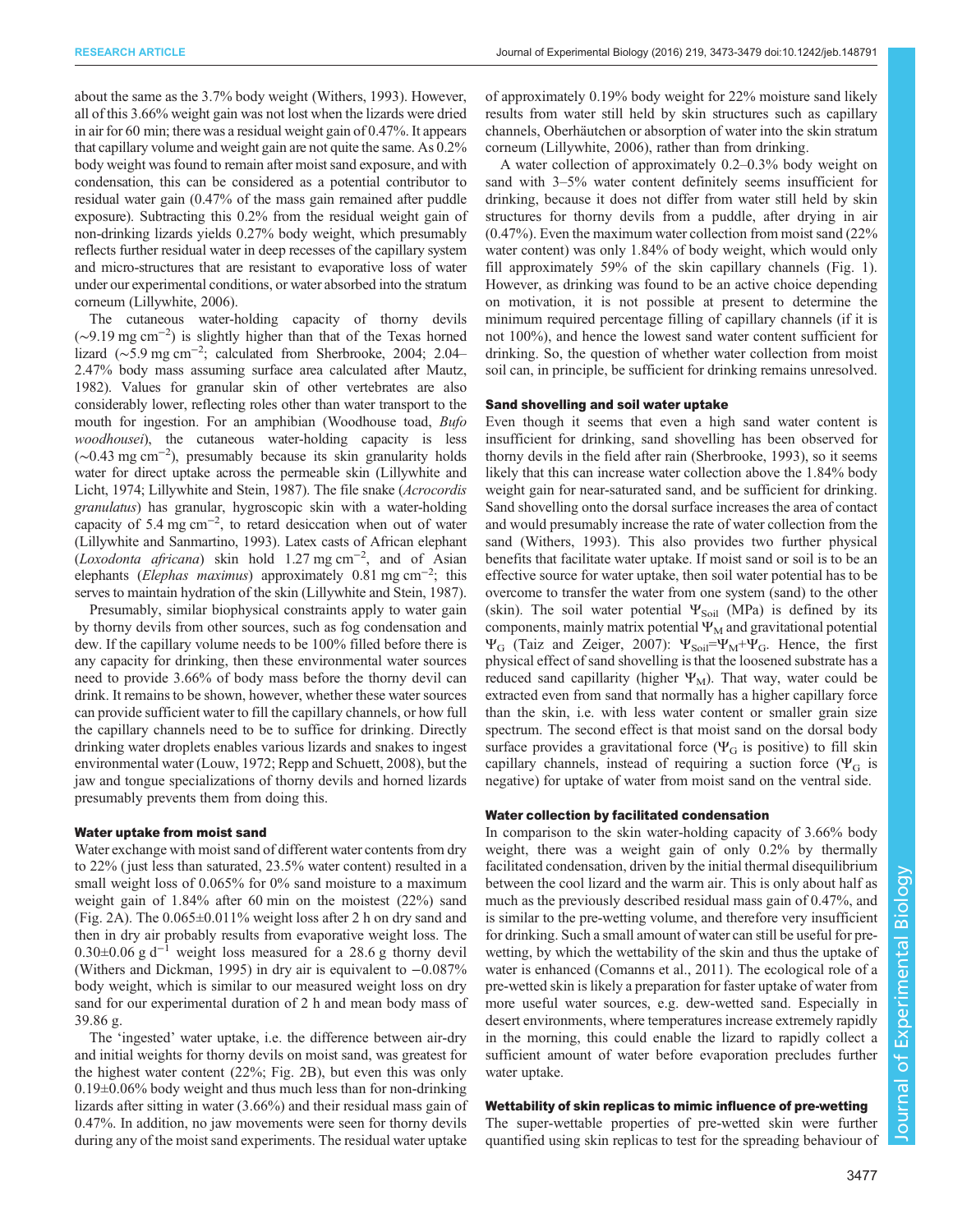about the same as the 3.7% body weight (Withers, 1993). However, all of this 3.66% weight gain was not lost when the lizards were dried in air for 60 min; there was a residual weight gain of 0.47%. It appears that capillary volume and weight gain are not quite the same. As 0.2% body weight was found to remain after moist sand exposure, and with condensation, this can be considered as a potential contributor to residual water gain (0.47% of the mass gain remained after puddle exposure). Subtracting this 0.2% from the residual weight gain of non-drinking lizards yields 0.27% body weight, which presumably reflects further residual water in deep recesses of the capillary system and micro-structures that are resistant to evaporative loss of water under our experimental conditions, or water absorbed into the stratum corneum (Lillywhite, 2006).

The cutaneous water-holding capacity of thorny devils (~9.19 mg cm$^{-2}$) is slightly higher than that of the Texas horned lizard (~5.9 mg cm$^{-2}$; calculated from Sherbrooke, 2004; 2.04–2.47% body mass assuming surface area calculated after Mautz, 1982). Values for granular skin of other vertebrates are also considerably lower, reflecting roles other than water transport to the mouth for ingestion. For an amphibian (Woodhouse toad, *Bufo woodhousei*), the cutaneous water-holding capacity is less (~0.43 mg cm$^{-2}$), presumably because its skin granularity holds water for direct uptake across the permeable skin (Lillywhite and Licht, 1974; Lillywhite and Stein, 1987). The file snake (*Acrocordis granulatus*) has granular, hygroscopic skin with a water-holding capacity of 5.4 mg cm$^{-2}$, to retard desiccation when out of water (Lillywhite and Sanmartino, 1993). Latex casts of African elephant (*Loxodonta africana*) skin hold 1.27 mg cm$^{-2}$, and of Asian elephants (*Elephas maximus*) approximately 0.81 mg cm$^{-2}$; this serves to maintain hydration of the skin (Lillywhite and Stein, 1987).

Presumably, similar biophysical constraints apply to water gain by thorny devils from other sources, such as fog condensation and dew. If the capillary volume needs to be 100% filled before there is any capacity for drinking, then these environmental water sources need to provide 3.66% of body mass before the thorny devil can drink. It remains to be shown, however, whether these water sources can provide sufficient water to fill the capillary channels, or how full the capillary channels need to be to suffice for drinking. Directly drinking water droplets enables various lizards and snakes to ingest environmental water (Louw, 1972; Repp and Schuett, 2008), but the jaw and tongue specializations of thorny devils and horned lizards presumably prevents them from doing this.

### Water uptake from moist sand

Water exchange with moist sand of different water contents from dry to 22% (just less than saturated, 23.5% water content) resulted in a small weight loss of 0.065% for 0% sand moisture to a maximum weight gain of 1.84% after 60 min on the moistest (22%) sand (Fig. 2A). The 0.065±0.011% weight loss after 2 h on dry sand and then in dry air probably results from evaporative weight loss. The 0.30±0.06 g d$^{-1}$ weight loss measured for a 28.6 g thorny devil (Withers and Dickman, 1995) in dry air is equivalent to −0.087% body weight, which is similar to our measured weight loss on dry sand for our experimental duration of 2 h and mean body mass of 39.86 g.

The 'ingested' water uptake, i.e. the difference between air-dry and initial weights for thorny devils on moist sand, was greatest for the highest water content (22%; Fig. 2B), but even this was only 0.19±0.06% body weight and thus much less than for non-drinking lizards after sitting in water (3.66%) and their residual mass gain of 0.47%. In addition, no jaw movements were seen for thorny devils during any of the moist sand experiments. The residual water uptake of approximately 0.19% body weight for 22% moisture sand likely results from water still held by skin structures such as capillary channels, Oberhäutchen or absorption of water into the skin stratum corneum (Lillywhite, 2006), rather than from drinking.

A water collection of approximately 0.2–0.3% body weight on sand with 3–5% water content definitely seems insufficient for drinking, because it does not differ from water still held by skin structures for thorny devils from a puddle, after drying in air (0.47%). Even the maximum water collection from moist sand (22% water content) was only 1.84% of body weight, which would only fill approximately 59% of the skin capillary channels (Fig. 1). However, as drinking was found to be an active choice depending on motivation, it is not possible at present to determine the minimum required percentage filling of capillary channels (if it is not 100%), and hence the lowest sand water content sufficient for drinking. So, the question of whether water collection from moist soil can, in principle, be sufficient for drinking remains unresolved.

### Sand shovelling and soil water uptake

Even though it seems that even a high sand water content is insufficient for drinking, sand shovelling has been observed for thorny devils in the field after rain (Sherbrooke, 1993), so it seems likely that this can increase water collection above the 1.84% body weight gain for near-saturated sand, and be sufficient for drinking. Sand shovelling onto the dorsal surface increases the area of contact and would presumably increase the rate of water collection from the sand (Withers, 1993). This also provides two further physical benefits that facilitate water uptake. If moist sand or soil is to be an effective source for water uptake, then soil water potential has to be overcome to transfer the water from one system (sand) to the other (skin). The soil water potential $\Psi_{Soil}$ (MPa) is defined by its components, mainly matrix potential $\Psi_M$ and gravitational potential $\Psi_G$ (Taiz and Zeiger, 2007): $\Psi_{Soil}=\Psi_M+\Psi_G$. Hence, the first physical effect of sand shovelling is that the loosened substrate has a reduced sand capillarity (higher $\Psi_M$). That way, water could be extracted even from sand that normally has a higher capillary force than the skin, i.e. with less water content or smaller grain size spectrum. The second effect is that moist sand on the dorsal body surface provides a gravitational force ($\Psi_G$ is positive) to fill skin capillary channels, instead of requiring a suction force ($\Psi_G$ is negative) for uptake of water from moist sand on the ventral side.

### Water collection by facilitated condensation

In comparison to the skin water-holding capacity of 3.66% body weight, there was a weight gain of only 0.2% by thermally facilitated condensation, driven by the initial thermal disequilibrium between the cool lizard and the warm air. This is only about half as much as the previously described residual mass gain of 0.47%, and is similar to the pre-wetting volume, and therefore very insufficient for drinking. Such a small amount of water can still be useful for pre-wetting, by which the wettability of the skin and thus the uptake of water is enhanced (Comanns et al., 2011). The ecological role of a pre-wetted skin is likely a preparation for faster uptake of water from more useful water sources, e.g. dew-wetted sand. Especially in desert environments, where temperatures increase extremely rapidly in the morning, this could enable the lizard to rapidly collect a sufficient amount of water before evaporation precludes further water uptake.

### Wettability of skin replicas to mimic influence of pre-wetting

The super-wettable properties of pre-wetted skin were further quantified using skin replicas to test for the spreading behaviour of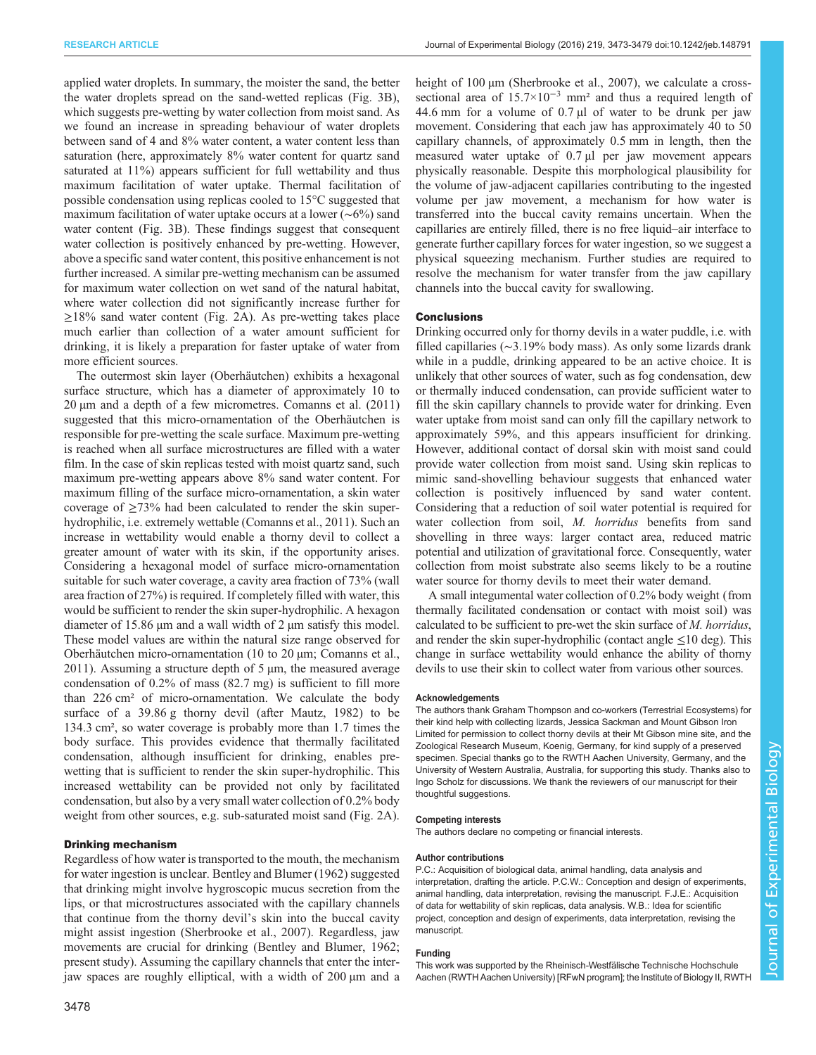applied water droplets. In summary, the moister the sand, the better the water droplets spread on the sand-wetted replicas (Fig. 3B), which suggests pre-wetting by water collection from moist sand. As we found an increase in spreading behaviour of water droplets between sand of 4 and 8% water content, a water content less than saturation (here, approximately 8% water content for quartz sand saturated at 11%) appears sufficient for full wettability and thus maximum facilitation of water uptake. Thermal facilitation of possible condensation using replicas cooled to 15°C suggested that maximum facilitation of water uptake occurs at a lower (∼6%) sand water content (Fig. 3B). These findings suggest that consequent water collection is positively enhanced by pre-wetting. However, above a specific sand water content, this positive enhancement is not further increased. A similar pre-wetting mechanism can be assumed for maximum water collection on wet sand of the natural habitat, where water collection did not significantly increase further for ≥18% sand water content (Fig. 2A). As pre-wetting takes place much earlier than collection of a water amount sufficient for drinking, it is likely a preparation for faster uptake of water from more efficient sources.

The outermost skin layer (Oberhäutchen) exhibits a hexagonal surface structure, which has a diameter of approximately 10 to 20 µm and a depth of a few micrometres. Comanns et al. (2011) suggested that this micro-ornamentation of the Oberhäutchen is responsible for pre-wetting the scale surface. Maximum pre-wetting is reached when all surface microstructures are filled with a water film. In the case of skin replicas tested with moist quartz sand, such maximum pre-wetting appears above 8% sand water content. For maximum filling of the surface micro-ornamentation, a skin water coverage of ≥73% had been calculated to render the skin super-hydrophilic, i.e. extremely wettable (Comanns et al., 2011). Such an increase in wettability would enable a thorny devil to collect a greater amount of water with its skin, if the opportunity arises. Considering a hexagonal model of surface micro-ornamentation suitable for such water coverage, a cavity area fraction of 73% (wall area fraction of 27%) is required. If completely filled with water, this would be sufficient to render the skin super-hydrophilic. A hexagon diameter of 15.86 µm and a wall width of 2 µm satisfy this model. These model values are within the natural size range observed for Oberhäutchen micro-ornamentation (10 to 20 µm; Comanns et al., 2011). Assuming a structure depth of 5 µm, the measured average condensation of 0.2% of mass (82.7 mg) is sufficient to fill more than 226 cm² of micro-ornamentation. We calculate the body surface of a 39.86 g thorny devil (after Mautz, 1982) to be 134.3 cm², so water coverage is probably more than 1.7 times the body surface. This provides evidence that thermally facilitated condensation, although insufficient for drinking, enables pre-wetting that is sufficient to render the skin super-hydrophilic. This increased wettability can be provided not only by facilitated condensation, but also by a very small water collection of 0.2% body weight from other sources, e.g. sub-saturated moist sand (Fig. 2A).

### Drinking mechanism

Regardless of how water is transported to the mouth, the mechanism for water ingestion is unclear. Bentley and Blumer (1962) suggested that drinking might involve hygroscopic mucus secretion from the lips, or that microstructures associated with the capillary channels that continue from the thorny devil's skin into the buccal cavity might assist ingestion (Sherbrooke et al., 2007). Regardless, jaw movements are crucial for drinking (Bentley and Blumer, 1962; present study). Assuming the capillary channels that enter the inter-jaw spaces are roughly elliptical, with a width of 200 µm and a height of 100 µm (Sherbrooke et al., 2007), we calculate a cross-sectional area of $15.7{\times}10^{-3}$ mm² and thus a required length of 44.6 mm for a volume of 0.7 µl of water to be drunk per jaw movement. Considering that each jaw has approximately 40 to 50 capillary channels, of approximately 0.5 mm in length, then the measured water uptake of 0.7 µl per jaw movement appears physically reasonable. Despite this morphological plausibility for the volume of jaw-adjacent capillaries contributing to the ingested volume per jaw movement, a mechanism for how water is transferred into the buccal cavity remains uncertain. When the capillaries are entirely filled, there is no free liquid–air interface to generate further capillary forces for water ingestion, so we suggest a physical squeezing mechanism. Further studies are required to resolve the mechanism for water transfer from the jaw capillary channels into the buccal cavity for swallowing.

## Conclusions

Drinking occurred only for thorny devils in a water puddle, i.e. with filled capillaries (∼3.19% body mass). As only some lizards drank while in a puddle, drinking appeared to be an active choice. It is unlikely that other sources of water, such as fog condensation, dew or thermally induced condensation, can provide sufficient water to fill the skin capillary channels to provide water for drinking. Even water uptake from moist sand can only fill the capillary network to approximately 59%, and this appears insufficient for drinking. However, additional contact of dorsal skin with moist sand could provide water collection from moist sand. Using skin replicas to mimic sand-shovelling behaviour suggests that enhanced water collection is positively influenced by sand water content. Considering that a reduction of soil water potential is required for water collection from soil, *M. horridus* benefits from sand shovelling in three ways: larger contact area, reduced matric potential and utilization of gravitational force. Consequently, water collection from moist substrate also seems likely to be a routine water source for thorny devils to meet their water demand.

A small integumental water collection of 0.2% body weight (from thermally facilitated condensation or contact with moist soil) was calculated to be sufficient to pre-wet the skin surface of *M. horridus*, and render the skin super-hydrophilic (contact angle ≤10 deg). This change in surface wettability would enhance the ability of thorny devils to use their skin to collect water from various other sources.

#### Acknowledgements

The authors thank Graham Thompson and co-workers (Terrestrial Ecosystems) for their kind help with collecting lizards, Jessica Sackman and Mount Gibson Iron Limited for permission to collect thorny devils at their Mt Gibson mine site, and the Zoological Research Museum, Koenig, Germany, for kind supply of a preserved specimen. Special thanks go to the RWTH Aachen University, Germany, and the University of Western Australia, Australia, for supporting this study. Thanks also to Ingo Scholz for discussions. We thank the reviewers of our manuscript for their thoughtful suggestions.

#### Competing interests

The authors declare no competing or financial interests.

#### Author contributions

P.C.: Acquisition of biological data, animal handling, data analysis and interpretation, drafting the article. P.C.W.: Conception and design of experiments, animal handling, data interpretation, revising the manuscript. F.J.E.: Acquisition of data for wettability of skin replicas, data analysis. W.B.: Idea for scientific project, conception and design of experiments, data interpretation, revising the manuscript.

#### Funding

This work was supported by the Rheinisch-Westfälische Technische Hochschule Aachen (RWTH Aachen University) [RFwN program]; the Institute of Biology II, RWTH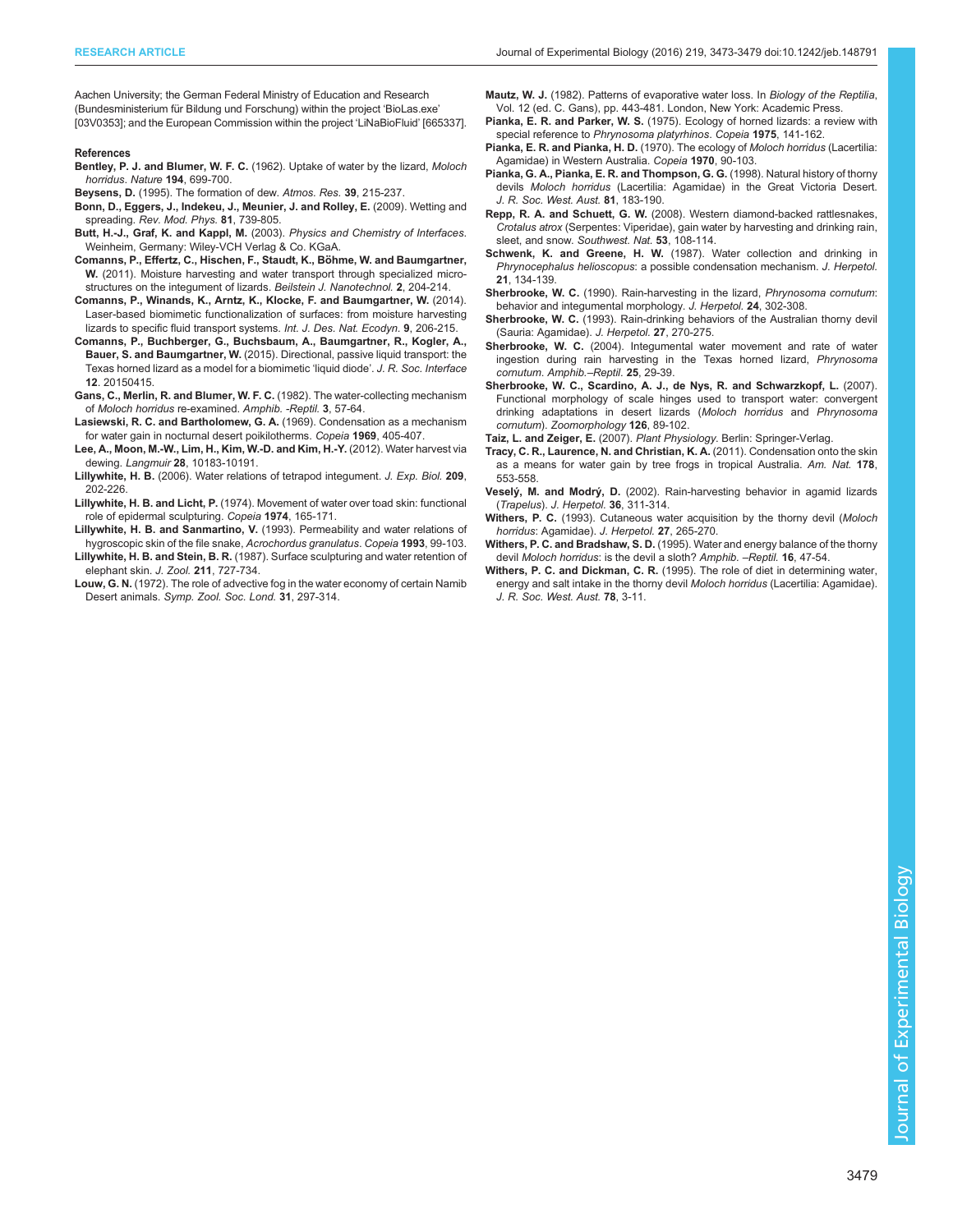Aachen University; the German Federal Ministry of Education and Research (Bundesministerium für Bildung und Forschung) within the project 'BioLas.exe' [03V0353]; and the European Commission within the project 'LiNaBioFluid' [665337].

## References

**Bentley, P. J. and Blumer, W. F. C.** (1962). Uptake of water by the lizard, *Moloch horridus*. *Nature* **194**, 699-700.

**Beysens, D.** (1995). The formation of dew. *Atmos. Res.* **39**, 215-237.

**Bonn, D., Eggers, J., Indekeu, J., Meunier, J. and Rolley, E.** (2009). Wetting and spreading. *Rev. Mod. Phys.* **81**, 739-805.

**Butt, H.-J., Graf, K. and Kappl, M.** (2003). *Physics and Chemistry of Interfaces*. Weinheim, Germany: Wiley-VCH Verlag & Co. KGaA.

**Comanns, P., Effertz, C., Hischen, F., Staudt, K., Böhme, W. and Baumgartner, W.** (2011). Moisture harvesting and water transport through specialized micro-structures on the integument of lizards. *Beilstein J. Nanotechnol.* **2**, 204-214.

**Comanns, P., Winands, K., Arntz, K., Klocke, F. and Baumgartner, W.** (2014). Laser-based biomimetic functionalization of surfaces: from moisture harvesting lizards to specific fluid transport systems. *Int. J. Des. Nat. Ecodyn.* **9**, 206-215.

**Comanns, P., Buchberger, G., Buchsbaum, A., Baumgartner, R., Kogler, A., Bauer, S. and Baumgartner, W.** (2015). Directional, passive liquid transport: the Texas horned lizard as a model for a biomimetic 'liquid diode'. *J. R. Soc. Interface* **12**. 20150415.

**Gans, C., Merlin, R. and Blumer, W. F. C.** (1982). The water-collecting mechanism of *Moloch horridus* re-examined. *Amphib. -Reptil.* **3**, 57-64.

**Lasiewski, R. C. and Bartholomew, G. A.** (1969). Condensation as a mechanism for water gain in nocturnal desert poikilotherms. *Copeia* **1969**, 405-407.

**Lee, A., Moon, M.-W., Lim, H., Kim, W.-D. and Kim, H.-Y.** (2012). Water harvest via dewing. *Langmuir* **28**, 10183-10191.

**Lillywhite, H. B.** (2006). Water relations of tetrapod integument. *J. Exp. Biol.* **209**, 202-226.

**Lillywhite, H. B. and Licht, P.** (1974). Movement of water over toad skin: functional role of epidermal sculpturing. *Copeia* **1974**, 165-171.

**Lillywhite, H. B. and Sanmartino, V.** (1993). Permeability and water relations of hygroscopic skin of the file snake, *Acrochordus granulatus*. *Copeia* **1993**, 99-103.

**Lillywhite, H. B. and Stein, B. R.** (1987). Surface sculpturing and water retention of elephant skin. *J. Zool.* **211**, 727-734.

**Louw, G. N.** (1972). The role of advective fog in the water economy of certain Namib Desert animals. *Symp. Zool. Soc. Lond.* **31**, 297-314.

**Mautz, W. J.** (1982). Patterns of evaporative water loss. In *Biology of the Reptilia*, Vol. 12 (ed. C. Gans), pp. 443-481. London, New York: Academic Press.

**Pianka, E. R. and Parker, W. S.** (1975). Ecology of horned lizards: a review with special reference to *Phrynosoma platyrhinos*. *Copeia* **1975**, 141-162.

**Pianka, E. R. and Pianka, H. D.** (1970). The ecology of *Moloch horridus* (Lacertilia: Agamidae) in Western Australia. *Copeia* **1970**, 90-103.

**Pianka, G. A., Pianka, E. R. and Thompson, G. G.** (1998). Natural history of thorny devils *Moloch horridus* (Lacertilia: Agamidae) in the Great Victoria Desert. *J. R. Soc. West. Aust.* **81**, 183-190.

**Repp, R. A. and Schuett, G. W.** (2008). Western diamond-backed rattlesnakes, *Crotalus atrox* (Serpentes: Viperidae), gain water by harvesting and drinking rain, sleet, and snow. *Southwest. Nat.* **53**, 108-114.

**Schwenk, K. and Greene, H. W.** (1987). Water collection and drinking in *Phrynocephalus helioscopus*: a possible condensation mechanism. *J. Herpetol.* **21**, 134-139.

**Sherbrooke, W. C.** (1990). Rain-harvesting in the lizard, *Phrynosoma cornutum*: behavior and integumental morphology. *J. Herpetol.* **24**, 302-308.

**Sherbrooke, W. C.** (1993). Rain-drinking behaviors of the Australian thorny devil (Sauria: Agamidae). *J. Herpetol.* **27**, 270-275.

**Sherbrooke, W. C.** (2004). Integumental water movement and rate of water ingestion during rain harvesting in the Texas horned lizard, *Phrynosoma cornutum*. *Amphib.–Reptil.* **25**, 29-39.

**Sherbrooke, W. C., Scardino, A. J., de Nys, R. and Schwarzkopf, L.** (2007). Functional morphology of scale hinges used to transport water: convergent drinking adaptations in desert lizards (*Moloch horridus* and *Phrynosoma cornutum*). *Zoomorphology* **126**, 89-102.

**Taiz, L. and Zeiger, E.** (2007). *Plant Physiology*. Berlin: Springer-Verlag.

**Tracy, C. R., Laurence, N. and Christian, K. A.** (2011). Condensation onto the skin as a means for water gain by tree frogs in tropical Australia. *Am. Nat.* **178**, 553-558.

**Veselý, M. and Modrý, D.** (2002). Rain-harvesting behavior in agamid lizards (*Trapelus*). *J. Herpetol.* **36**, 311-314.

**Withers, P. C.** (1993). Cutaneous water acquisition by the thorny devil (*Moloch horridus*: Agamidae). *J. Herpetol.* **27**, 265-270.

**Withers, P. C. and Bradshaw, S. D.** (1995). Water and energy balance of the thorny devil *Moloch horridus*: is the devil a sloth? *Amphib. –Reptil.* **16**, 47-54.

**Withers, P. C. and Dickman, C. R.** (1995). The role of diet in determining water, energy and salt intake in the thorny devil *Moloch horridus* (Lacertilia: Agamidae). *J. R. Soc. West. Aust.* **78**, 3-11.